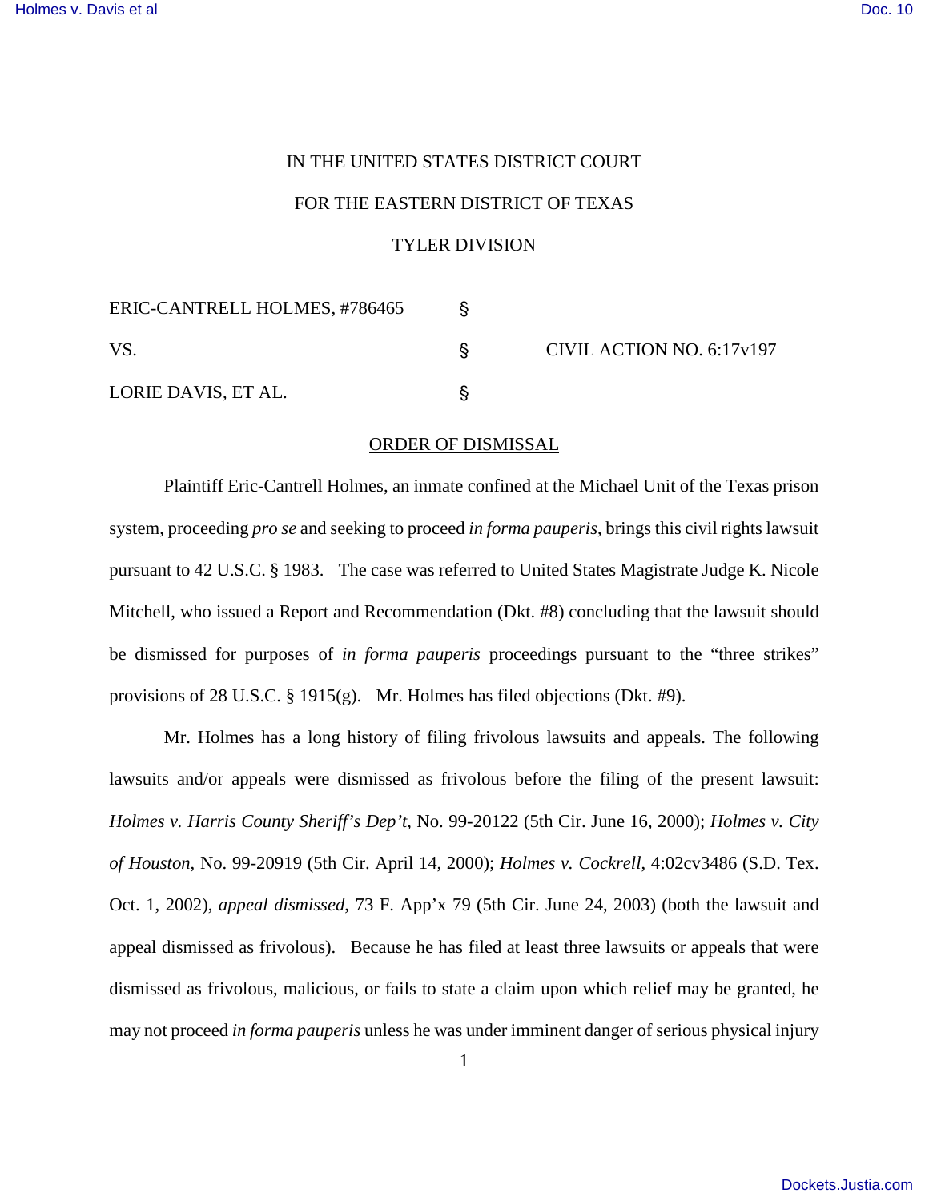IN THE UNITED STATES DISTRICT COURT

FOR THE EASTERN DISTRICT OF TEXAS

TYLER DIVISION

| | | |
|---|---|---|
| ERIC-CANTRELL HOLMES, #786465 | § | |
| VS. | § | CIVIL ACTION NO. 6:17v197 |
| LORIE DAVIS, ET AL. | § | |

ORDER OF DISMISSAL

Plaintiff Eric-Cantrell Holmes, an inmate confined at the Michael Unit of the Texas prison system, proceeding *pro se* and seeking to proceed *in forma pauperis*, brings this civil rights lawsuit pursuant to 42 U.S.C. § 1983. The case was referred to United States Magistrate Judge K. Nicole Mitchell, who issued a Report and Recommendation (Dkt. #8) concluding that the lawsuit should be dismissed for purposes of *in forma pauperis* proceedings pursuant to the "three strikes" provisions of 28 U.S.C. § 1915(g). Mr. Holmes has filed objections (Dkt. #9).

Mr. Holmes has a long history of filing frivolous lawsuits and appeals. The following lawsuits and/or appeals were dismissed as frivolous before the filing of the present lawsuit: *Holmes v. Harris County Sheriff's Dep't*, No. 99-20122 (5th Cir. June 16, 2000); *Holmes v. City of Houston*, No. 99-20919 (5th Cir. April 14, 2000); *Holmes v. Cockrell*, 4:02cv3486 (S.D. Tex. Oct. 1, 2002), *appeal dismissed*, 73 F. App'x 79 (5th Cir. June 24, 2003) (both the lawsuit and appeal dismissed as frivolous). Because he has filed at least three lawsuits or appeals that were dismissed as frivolous, malicious, or fails to state a claim upon which relief may be granted, he may not proceed *in forma pauperis* unless he was under imminent danger of serious physical injury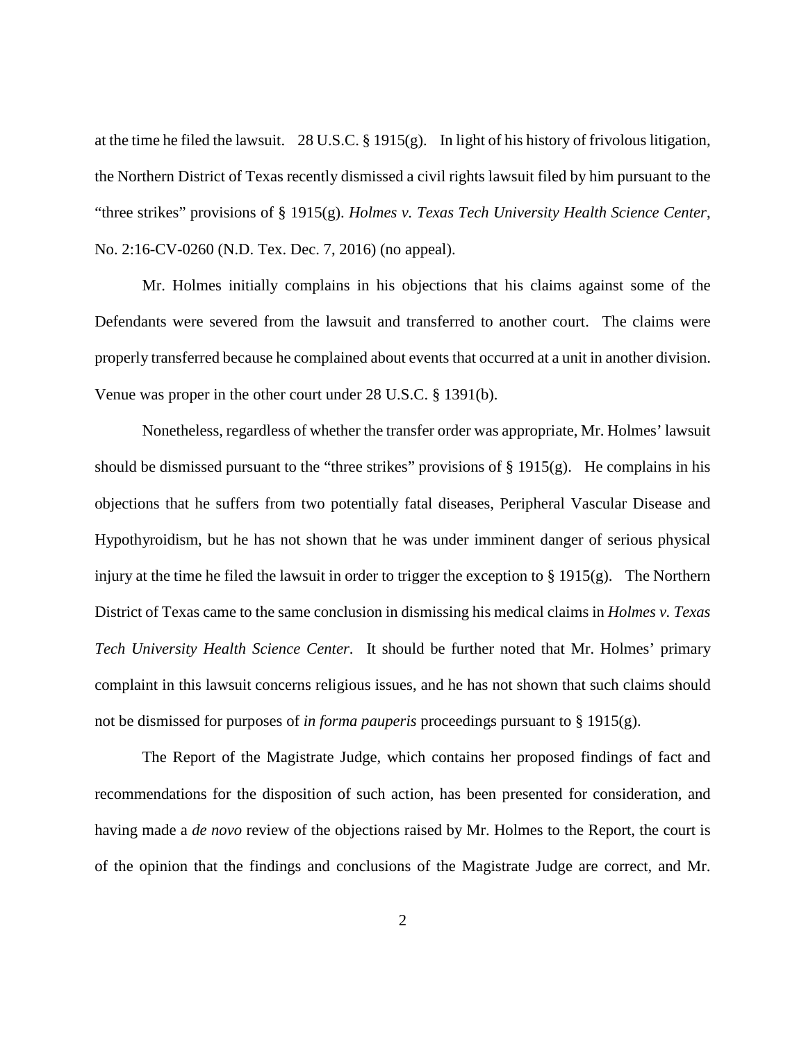at the time he filed the lawsuit. 28 U.S.C. § 1915(g). In light of his history of frivolous litigation, the Northern District of Texas recently dismissed a civil rights lawsuit filed by him pursuant to the "three strikes" provisions of § 1915(g). *Holmes v. Texas Tech University Health Science Center*, No. 2:16-CV-0260 (N.D. Tex. Dec. 7, 2016) (no appeal).

Mr. Holmes initially complains in his objections that his claims against some of the Defendants were severed from the lawsuit and transferred to another court. The claims were properly transferred because he complained about events that occurred at a unit in another division. Venue was proper in the other court under 28 U.S.C. § 1391(b).

Nonetheless, regardless of whether the transfer order was appropriate, Mr. Holmes' lawsuit should be dismissed pursuant to the "three strikes" provisions of § 1915(g). He complains in his objections that he suffers from two potentially fatal diseases, Peripheral Vascular Disease and Hypothyroidism, but he has not shown that he was under imminent danger of serious physical injury at the time he filed the lawsuit in order to trigger the exception to § 1915(g). The Northern District of Texas came to the same conclusion in dismissing his medical claims in *Holmes v. Texas Tech University Health Science Center*. It should be further noted that Mr. Holmes' primary complaint in this lawsuit concerns religious issues, and he has not shown that such claims should not be dismissed for purposes of *in forma pauperis* proceedings pursuant to § 1915(g).

The Report of the Magistrate Judge, which contains her proposed findings of fact and recommendations for the disposition of such action, has been presented for consideration, and having made a *de novo* review of the objections raised by Mr. Holmes to the Report, the court is of the opinion that the findings and conclusions of the Magistrate Judge are correct, and Mr.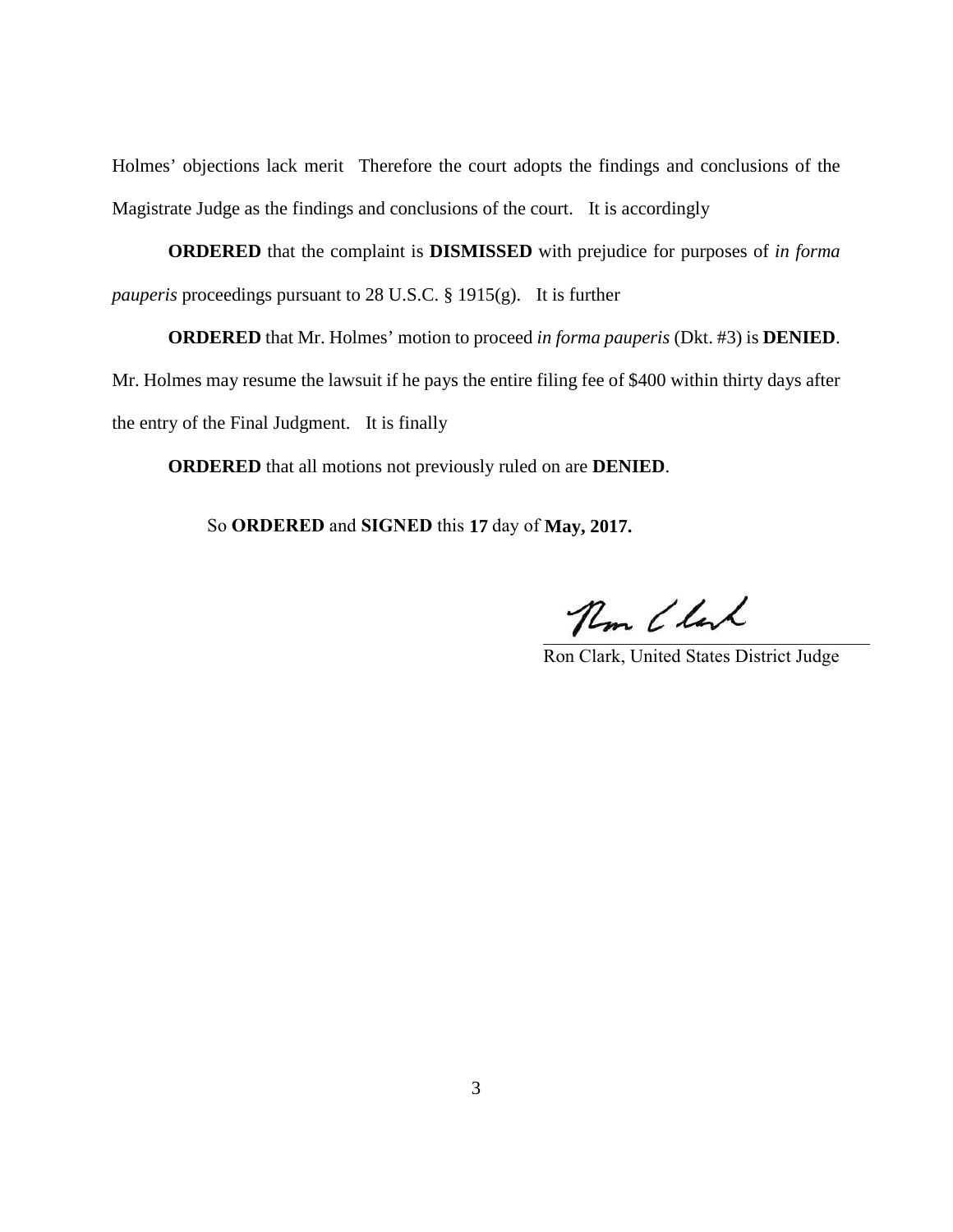Holmes' objections lack merit Therefore the court adopts the findings and conclusions of the Magistrate Judge as the findings and conclusions of the court. It is accordingly

**ORDERED** that the complaint is **DISMISSED** with prejudice for purposes of *in forma pauperis* proceedings pursuant to 28 U.S.C. § 1915(g). It is further

**ORDERED** that Mr. Holmes' motion to proceed *in forma pauperis* (Dkt. #3) is **DENIED**. Mr. Holmes may resume the lawsuit if he pays the entire filing fee of $400 within thirty days after the entry of the Final Judgment. It is finally

**ORDERED** that all motions not previously ruled on are **DENIED**.

So **ORDERED** and **SIGNED** this **17** day of **May, 2017.**

Ron Clark, United States District Judge